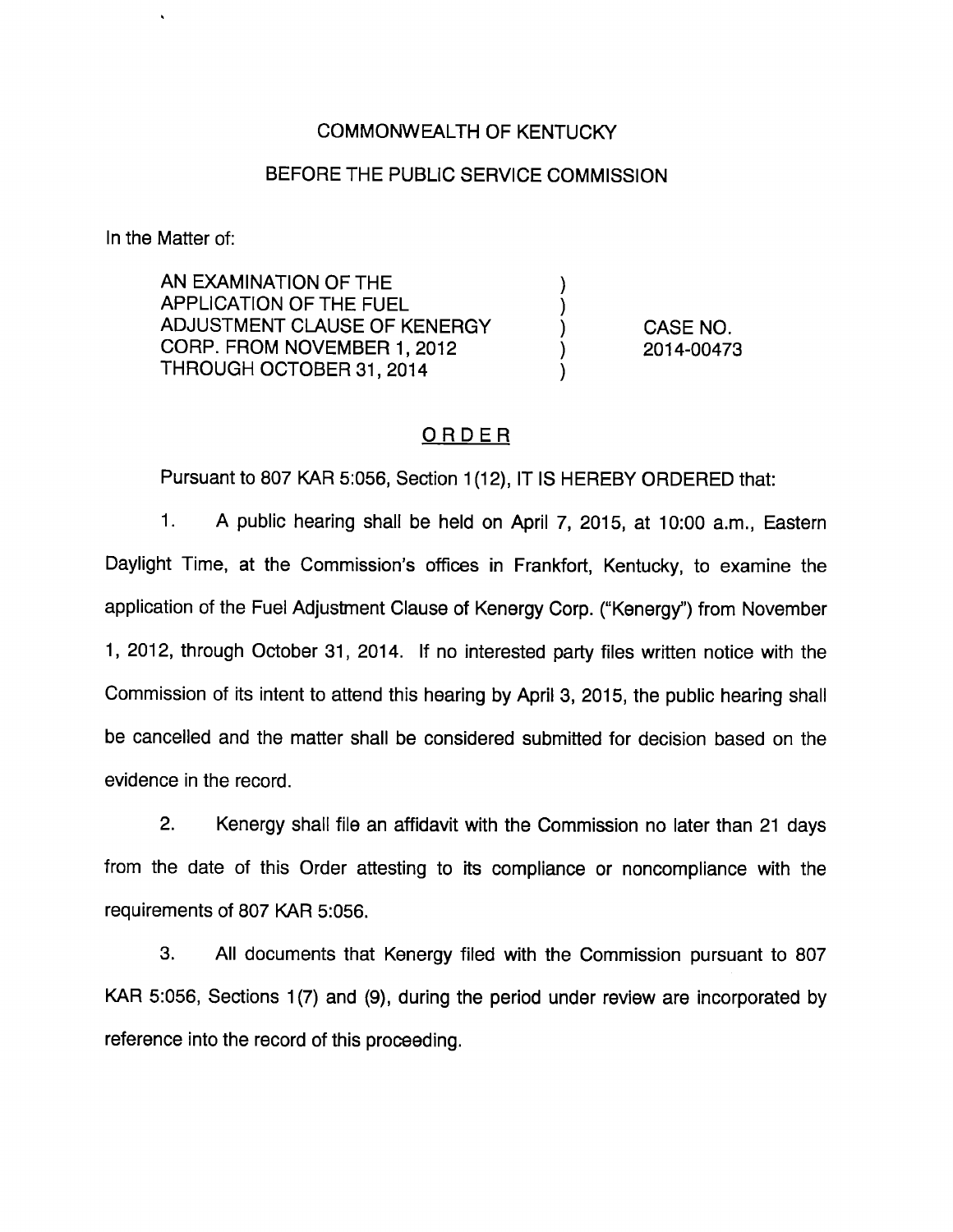COMMONWEALTH OF KENTUCKY

BEFORE THE PUBLIC SERVICE COMMISSION

In the Matter of:

| | | |
|---|---|---|
| AN EXAMINATION OF THE APPLICATION OF THE FUEL ADJUSTMENT CLAUSE OF KENERGY CORP. FROM NOVEMBER 1, 2012 THROUGH OCTOBER 31, 2014 | ) | CASE NO. 2014-00473 |

## ORDER

Pursuant to 807 KAR 5:056, Section 1(12), IT IS HEREBY ORDERED that:

1. A public hearing shall be held on April 7, 2015, at 10:00 a.m., Eastern Daylight Time, at the Commission's offices in Frankfort, Kentucky, to examine the application of the Fuel Adjustment Clause of Kenergy Corp. ("Kenergy") from November 1, 2012, through October 31, 2014. If no interested party files written notice with the Commission of its intent to attend this hearing by April 3, 2015, the public hearing shall be cancelled and the matter shall be considered submitted for decision based on the evidence in the record.

2. Kenergy shall file an affidavit with the Commission no later than 21 days from the date of this Order attesting to its compliance or noncompliance with the requirements of 807 KAR 5:056.

3. All documents that Kenergy filed with the Commission pursuant to 807 KAR 5:056, Sections 1(7) and (9), during the period under review are incorporated by reference into the record of this proceeding.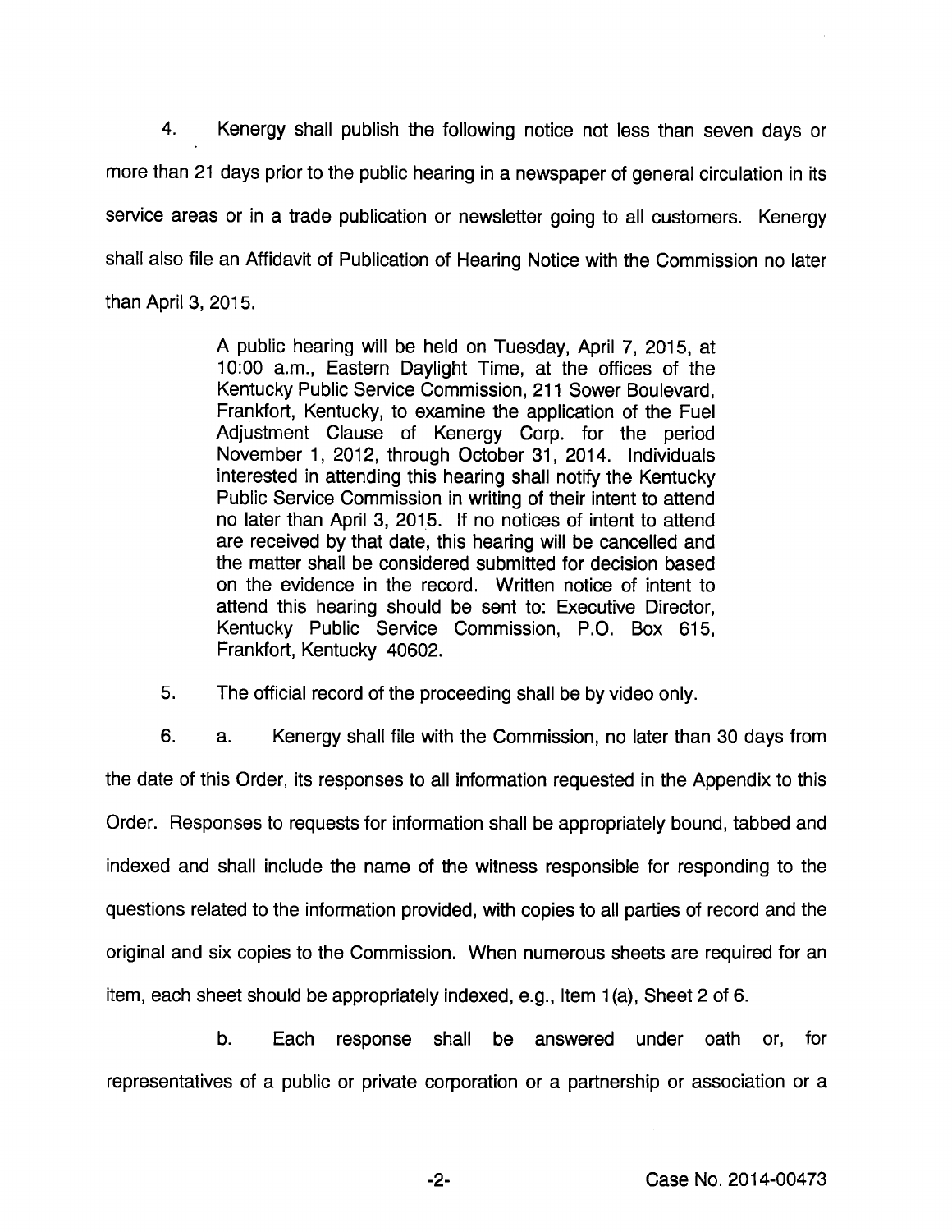4. Kenergy shall publish the following notice not less than seven days or more than 21 days prior to the public hearing in a newspaper of general circulation in its service areas or in a trade publication or newsletter going to all customers. Kenergy shall also file an Affidavit of Publication of Hearing Notice with the Commission no later than April 3, 2015.

> A public hearing will be held on Tuesday, April 7, 2015, at 10:00 a.m., Eastern Daylight Time, at the offices of the Kentucky Public Service Commission, 211 Sower Boulevard, Frankfort, Kentucky, to examine the application of the Fuel Adjustment Clause of Kenergy Corp. for the period November 1, 2012, through October 31, 2014. Individuals interested in attending this hearing shall notify the Kentucky Public Service Commission in writing of their intent to attend no later than April 3, 2015. If no notices of intent to attend are received by that date, this hearing will be cancelled and the matter shall be considered submitted for decision based on the evidence in the record. Written notice of intent to attend this hearing should be sent to: Executive Director, Kentucky Public Service Commission, P.O. Box 615, Frankfort, Kentucky 40602.

5. The official record of the proceeding shall be by video only.

6. a. Kenergy shall file with the Commission, no later than 30 days from the date of this Order, its responses to all information requested in the Appendix to this Order. Responses to requests for information shall be appropriately bound, tabbed and indexed and shall include the name of the witness responsible for responding to the questions related to the information provided, with copies to all parties of record and the original and six copies to the Commission. When numerous sheets are required for an item, each sheet should be appropriately indexed, e.g., Item 1(a), Sheet 2 of 6.

b. Each response shall be answered under oath or, for representatives of a public or private corporation or a partnership or association or a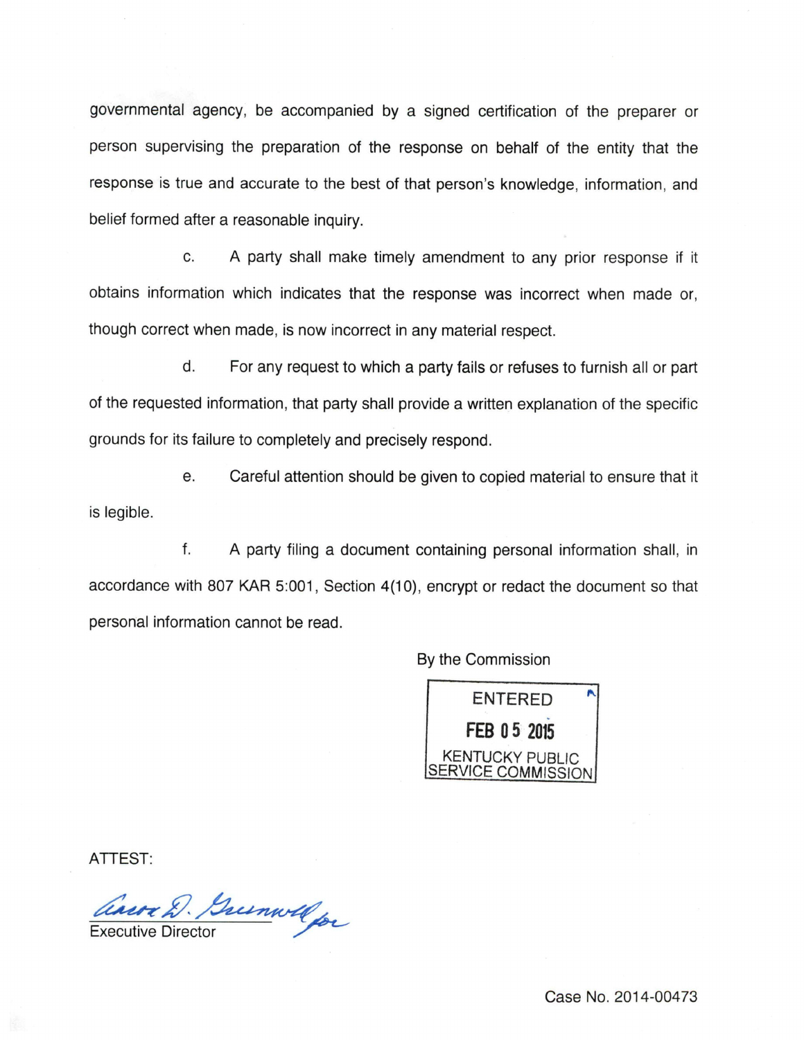governmental agency, be accompanied by a signed certification of the preparer or person supervising the preparation of the response on behalf of the entity that the response is true and accurate to the best of that person's knowledge, information, and belief formed after a reasonable inquiry.

c. A party shall make timely amendment to any prior response if it obtains information which indicates that the response was incorrect when made or, though correct when made, is now incorrect in any material respect.

d. For any request to which a party fails or refuses to furnish all or part of the requested information, that party shall provide a written explanation of the specific grounds for its failure to completely and precisely respond.

e. Careful attention should be given to copied material to ensure that it is legible.

f. A party filing a document containing personal information shall, in accordance with 807 KAR 5:001, Section 4(10), encrypt or redact the document so that personal information cannot be read.

By the Commission

ENTERED
FEB 05 2015
KENTUCKY PUBLIC SERVICE COMMISSION

ATTEST:

Aaron D. Greenwell for
Executive Director

Case No. 2014-00473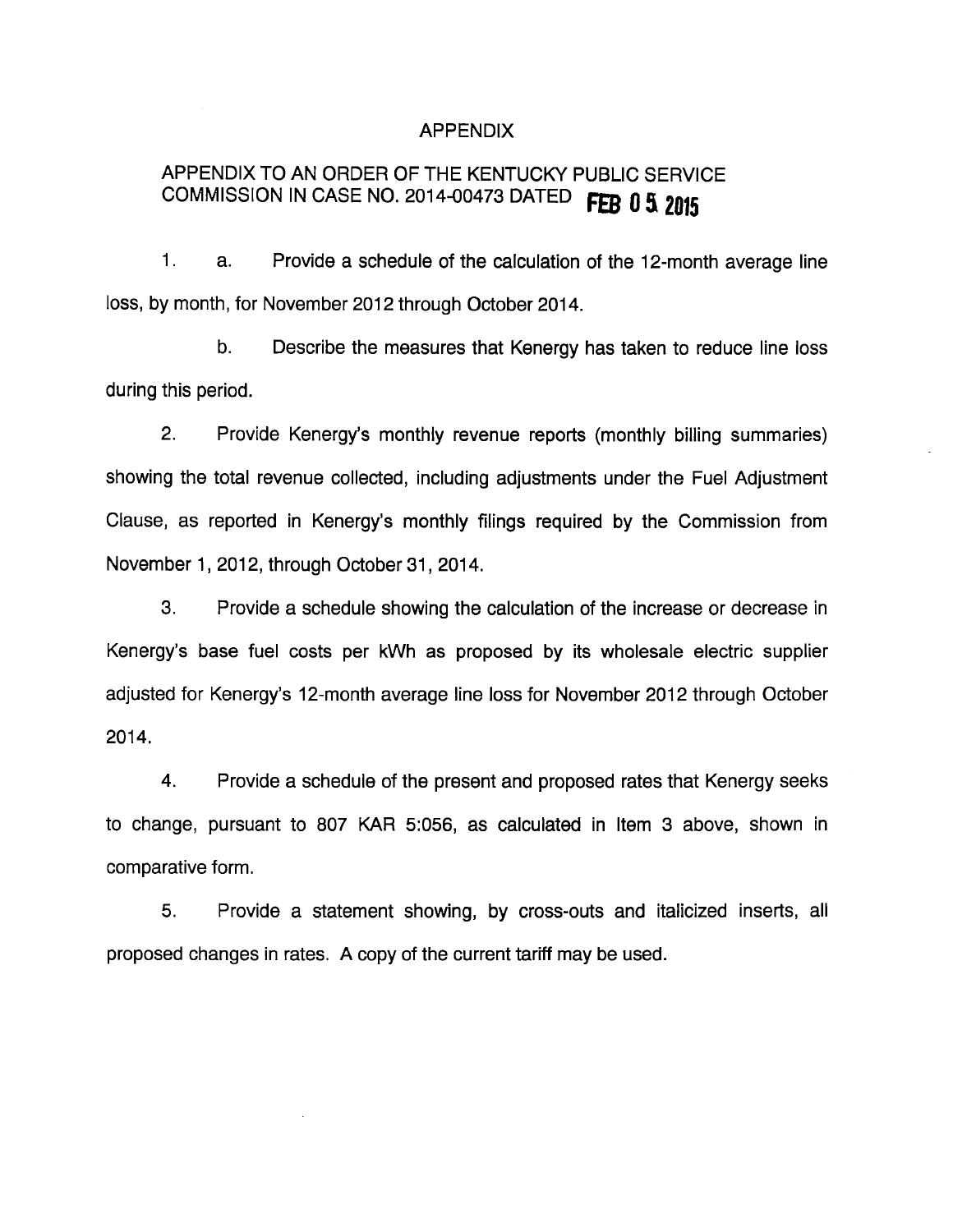# APPENDIX

## APPENDIX TO AN ORDER OF THE KENTUCKY PUBLIC SERVICE COMMISSION IN CASE NO. 2014-00473 DATED FEB 05 2015

1. a. Provide a schedule of the calculation of the 12-month average line loss, by month, for November 2012 through October 2014.

   b. Describe the measures that Kenergy has taken to reduce line loss during this period.

2. Provide Kenergy's monthly revenue reports (monthly billing summaries) showing the total revenue collected, including adjustments under the Fuel Adjustment Clause, as reported in Kenergy's monthly filings required by the Commission from November 1, 2012, through October 31, 2014.

3. Provide a schedule showing the calculation of the increase or decrease in Kenergy's base fuel costs per kWh as proposed by its wholesale electric supplier adjusted for Kenergy's 12-month average line loss for November 2012 through October 2014.

4. Provide a schedule of the present and proposed rates that Kenergy seeks to change, pursuant to 807 KAR 5:056, as calculated in Item 3 above, shown in comparative form.

5. Provide a statement showing, by cross-outs and italicized inserts, all proposed changes in rates. A copy of the current tariff may be used.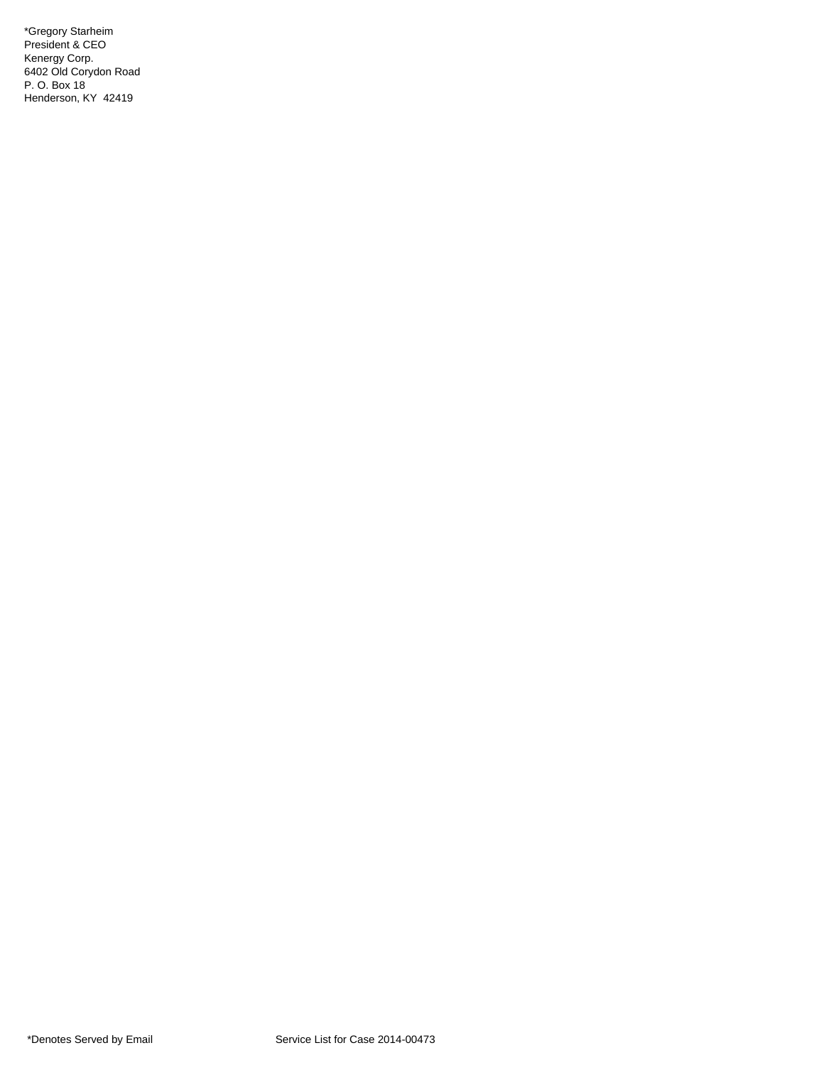*Gregory Starheim
President & CEO
Kenergy Corp.
6402 Old Corydon Road
P. O. Box 18
Henderson, KY  42419

*Denotes Served by Email

Service List for Case 2014-00473